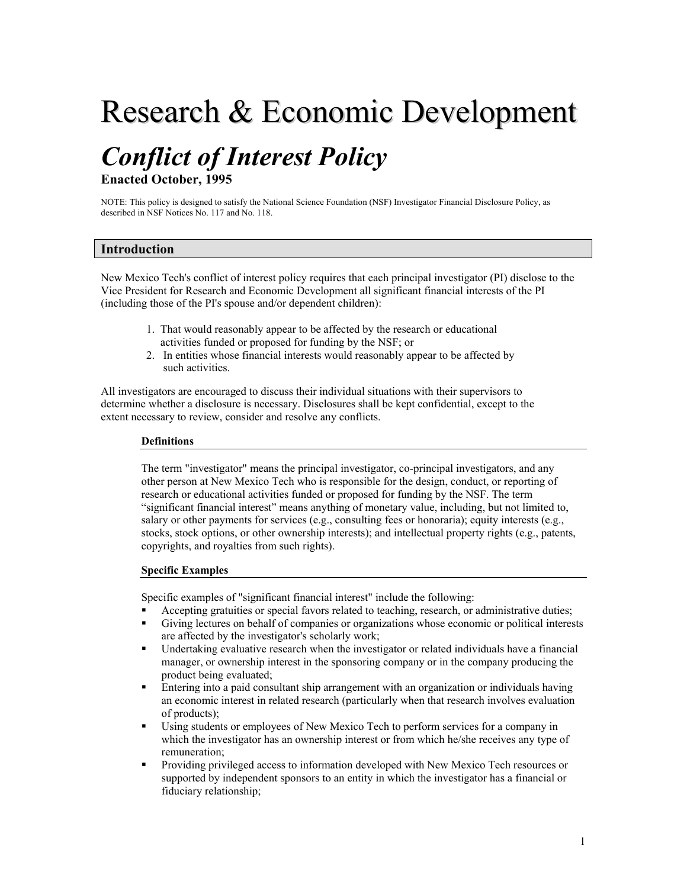# Research & Economic Development

## *Conflict of Interest Policy*

**Enacted October, 1995**

NOTE: This policy is designed to satisfy the National Science Foundation (NSF) Investigator Financial Disclosure Policy, as described in NSF Notices No. 117 and No. 118.

## Introduction

New Mexico Tech's conflict of interest policy requires that each principal investigator (PI) disclose to the Vice President for Research and Economic Development all significant financial interests of the PI (including those of the PI's spouse and/or dependent children):

1. That would reasonably appear to be affected by the research or educational activities funded or proposed for funding by the NSF; or
2. In entities whose financial interests would reasonably appear to be affected by such activities.

All investigators are encouraged to discuss their individual situations with their supervisors to determine whether a disclosure is necessary. Disclosures shall be kept confidential, except to the extent necessary to review, consider and resolve any conflicts.

### Definitions

The term "investigator" means the principal investigator, co-principal investigators, and any other person at New Mexico Tech who is responsible for the design, conduct, or reporting of research or educational activities funded or proposed for funding by the NSF. The term "significant financial interest" means anything of monetary value, including, but not limited to, salary or other payments for services (e.g., consulting fees or honoraria); equity interests (e.g., stocks, stock options, or other ownership interests); and intellectual property rights (e.g., patents, copyrights, and royalties from such rights).

### Specific Examples

Specific examples of "significant financial interest" include the following:

- Accepting gratuities or special favors related to teaching, research, or administrative duties;
- Giving lectures on behalf of companies or organizations whose economic or political interests are affected by the investigator's scholarly work;
- Undertaking evaluative research when the investigator or related individuals have a financial manager, or ownership interest in the sponsoring company or in the company producing the product being evaluated;
- Entering into a paid consultant ship arrangement with an organization or individuals having an economic interest in related research (particularly when that research involves evaluation of products);
- Using students or employees of New Mexico Tech to perform services for a company in which the investigator has an ownership interest or from which he/she receives any type of remuneration;
- Providing privileged access to information developed with New Mexico Tech resources or supported by independent sponsors to an entity in which the investigator has a financial or fiduciary relationship;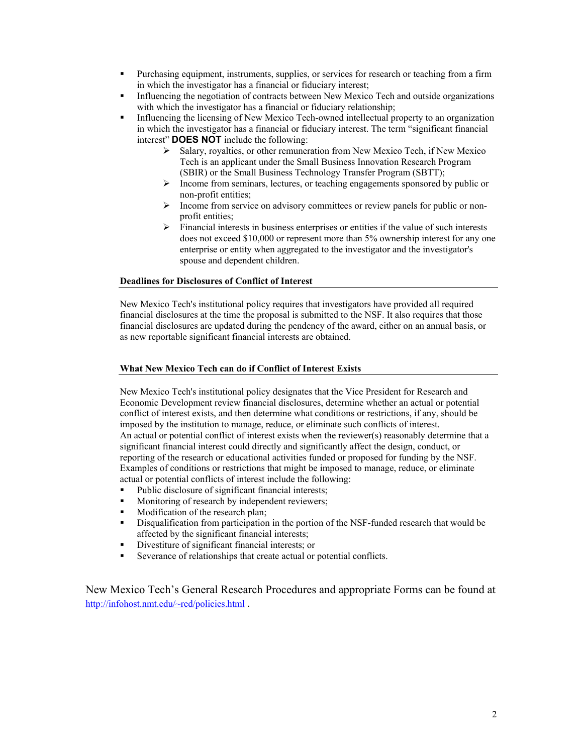- Purchasing equipment, instruments, supplies, or services for research or teaching from a firm in which the investigator has a financial or fiduciary interest;
- Influencing the negotiation of contracts between New Mexico Tech and outside organizations with which the investigator has a financial or fiduciary relationship;
- Influencing the licensing of New Mexico Tech-owned intellectual property to an organization in which the investigator has a financial or fiduciary interest. The term "significant financial interest" **DOES NOT** include the following:
  - Salary, royalties, or other remuneration from New Mexico Tech, if New Mexico Tech is an applicant under the Small Business Innovation Research Program (SBIR) or the Small Business Technology Transfer Program (SBTT);
  - Income from seminars, lectures, or teaching engagements sponsored by public or non-profit entities;
  - Income from service on advisory committees or review panels for public or non-profit entities;
  - Financial interests in business enterprises or entities if the value of such interests does not exceed $10,000 or represent more than 5% ownership interest for any one enterprise or entity when aggregated to the investigator and the investigator's spouse and dependent children.

**Deadlines for Disclosures of Conflict of Interest**

New Mexico Tech's institutional policy requires that investigators have provided all required financial disclosures at the time the proposal is submitted to the NSF. It also requires that those financial disclosures are updated during the pendency of the award, either on an annual basis, or as new reportable significant financial interests are obtained.

**What New Mexico Tech can do if Conflict of Interest Exists**

New Mexico Tech's institutional policy designates that the Vice President for Research and Economic Development review financial disclosures, determine whether an actual or potential conflict of interest exists, and then determine what conditions or restrictions, if any, should be imposed by the institution to manage, reduce, or eliminate such conflicts of interest.
An actual or potential conflict of interest exists when the reviewer(s) reasonably determine that a significant financial interest could directly and significantly affect the design, conduct, or reporting of the research or educational activities funded or proposed for funding by the NSF. Examples of conditions or restrictions that might be imposed to manage, reduce, or eliminate actual or potential conflicts of interest include the following:

- Public disclosure of significant financial interests;
- Monitoring of research by independent reviewers;
- Modification of the research plan;
- Disqualification from participation in the portion of the NSF-funded research that would be affected by the significant financial interests;
- Divestiture of significant financial interests; or
- Severance of relationships that create actual or potential conflicts.

New Mexico Tech's General Research Procedures and appropriate Forms can be found at http://infohost.nmt.edu/~red/policies.html .